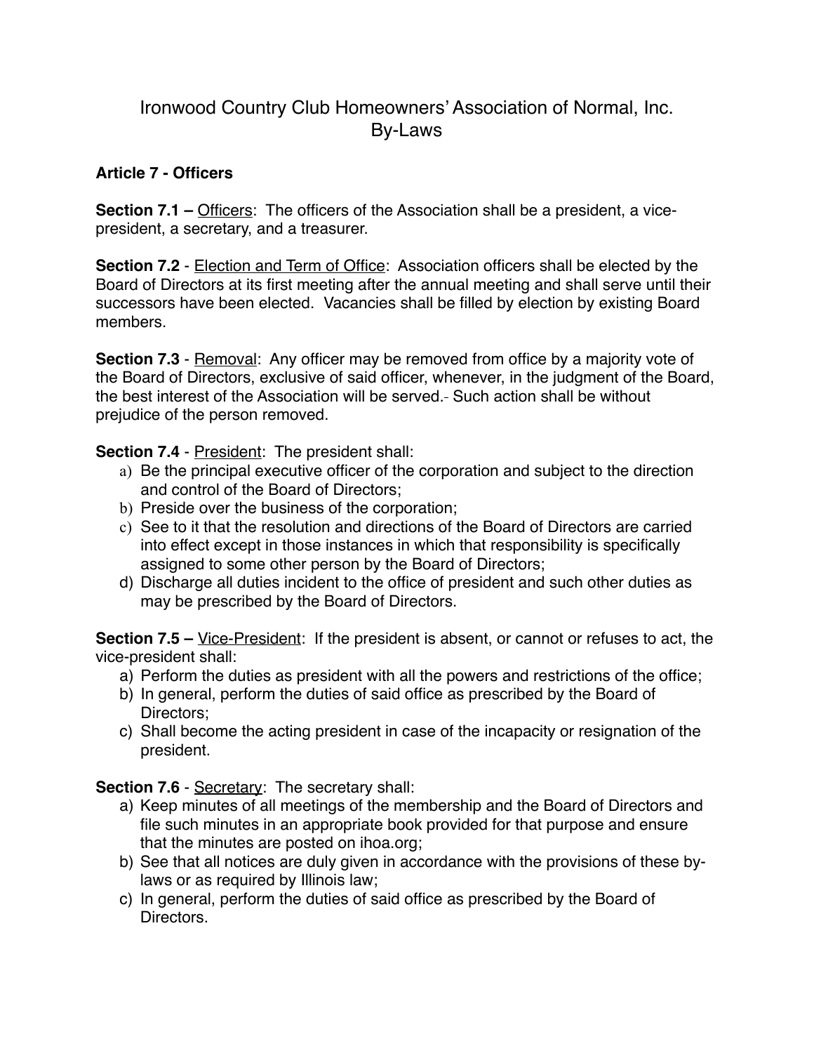# Ironwood Country Club Homeowners' Association of Normal, Inc.
# By-Laws

## Article 7 - Officers

**Section 7.1 –** Officers: The officers of the Association shall be a president, a vice-president, a secretary, and a treasurer.

**Section 7.2** - Election and Term of Office: Association officers shall be elected by the Board of Directors at its first meeting after the annual meeting and shall serve until their successors have been elected. Vacancies shall be filled by election by existing Board members.

**Section 7.3** - Removal: Any officer may be removed from office by a majority vote of the Board of Directors, exclusive of said officer, whenever, in the judgment of the Board, the best interest of the Association will be served. Such action shall be without prejudice of the person removed.

**Section 7.4** - President: The president shall:

a) Be the principal executive officer of the corporation and subject to the direction and control of the Board of Directors;
b) Preside over the business of the corporation;
c) See to it that the resolution and directions of the Board of Directors are carried into effect except in those instances in which that responsibility is specifically assigned to some other person by the Board of Directors;
d) Discharge all duties incident to the office of president and such other duties as may be prescribed by the Board of Directors.

**Section 7.5 –** Vice-President: If the president is absent, or cannot or refuses to act, the vice-president shall:

a) Perform the duties as president with all the powers and restrictions of the office;
b) In general, perform the duties of said office as prescribed by the Board of Directors;
c) Shall become the acting president in case of the incapacity or resignation of the president.

**Section 7.6** - Secretary: The secretary shall:

a) Keep minutes of all meetings of the membership and the Board of Directors and file such minutes in an appropriate book provided for that purpose and ensure that the minutes are posted on ihoa.org;
b) See that all notices are duly given in accordance with the provisions of these by-laws or as required by Illinois law;
c) In general, perform the duties of said office as prescribed by the Board of Directors.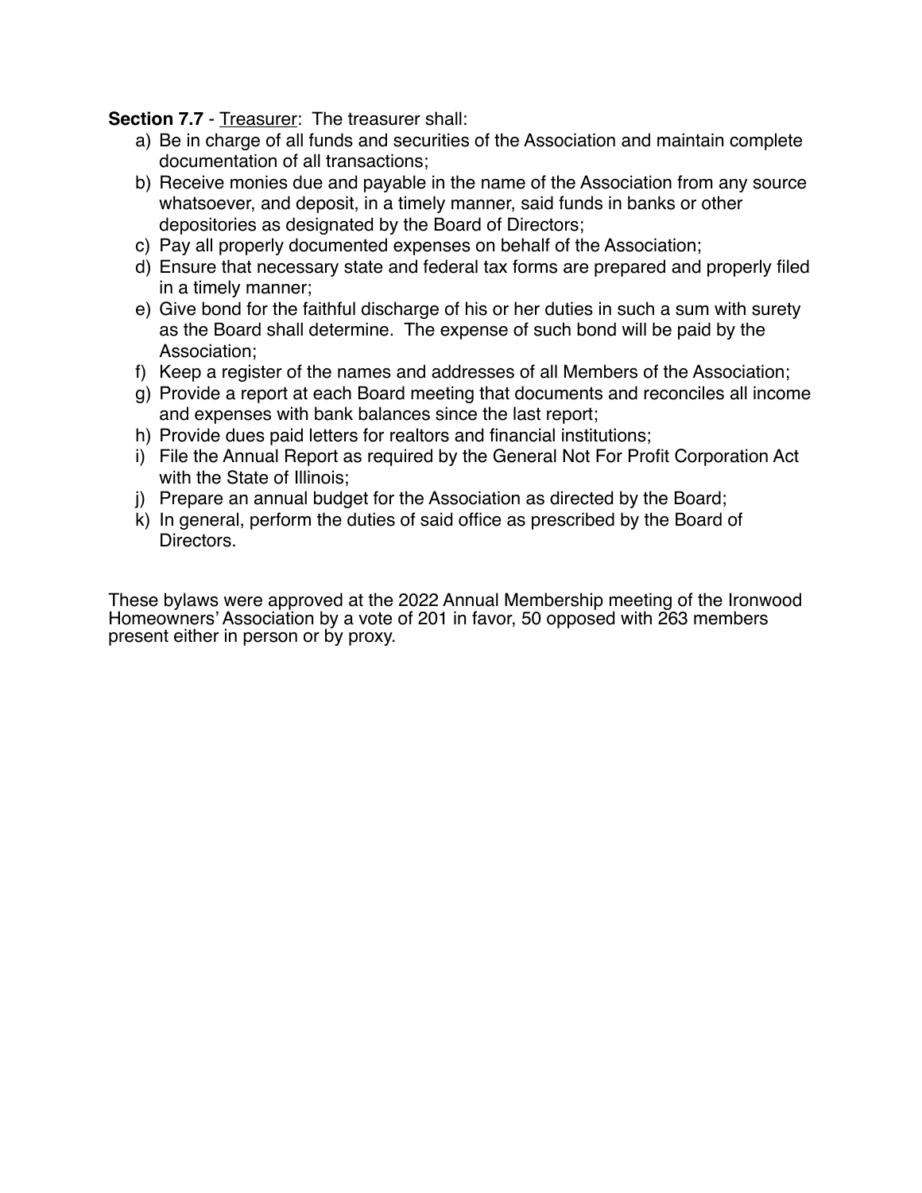**Section 7.7** - Treasurer: The treasurer shall:

a) Be in charge of all funds and securities of the Association and maintain complete documentation of all transactions;
b) Receive monies due and payable in the name of the Association from any source whatsoever, and deposit, in a timely manner, said funds in banks or other depositories as designated by the Board of Directors;
c) Pay all properly documented expenses on behalf of the Association;
d) Ensure that necessary state and federal tax forms are prepared and properly filed in a timely manner;
e) Give bond for the faithful discharge of his or her duties in such a sum with surety as the Board shall determine. The expense of such bond will be paid by the Association;
f) Keep a register of the names and addresses of all Members of the Association;
g) Provide a report at each Board meeting that documents and reconciles all income and expenses with bank balances since the last report;
h) Provide dues paid letters for realtors and financial institutions;
i) File the Annual Report as required by the General Not For Profit Corporation Act with the State of Illinois;
j) Prepare an annual budget for the Association as directed by the Board;
k) In general, perform the duties of said office as prescribed by the Board of Directors.

These bylaws were approved at the 2022 Annual Membership meeting of the Ironwood Homeowners' Association by a vote of 201 in favor, 50 opposed with 263 members present either in person or by proxy.